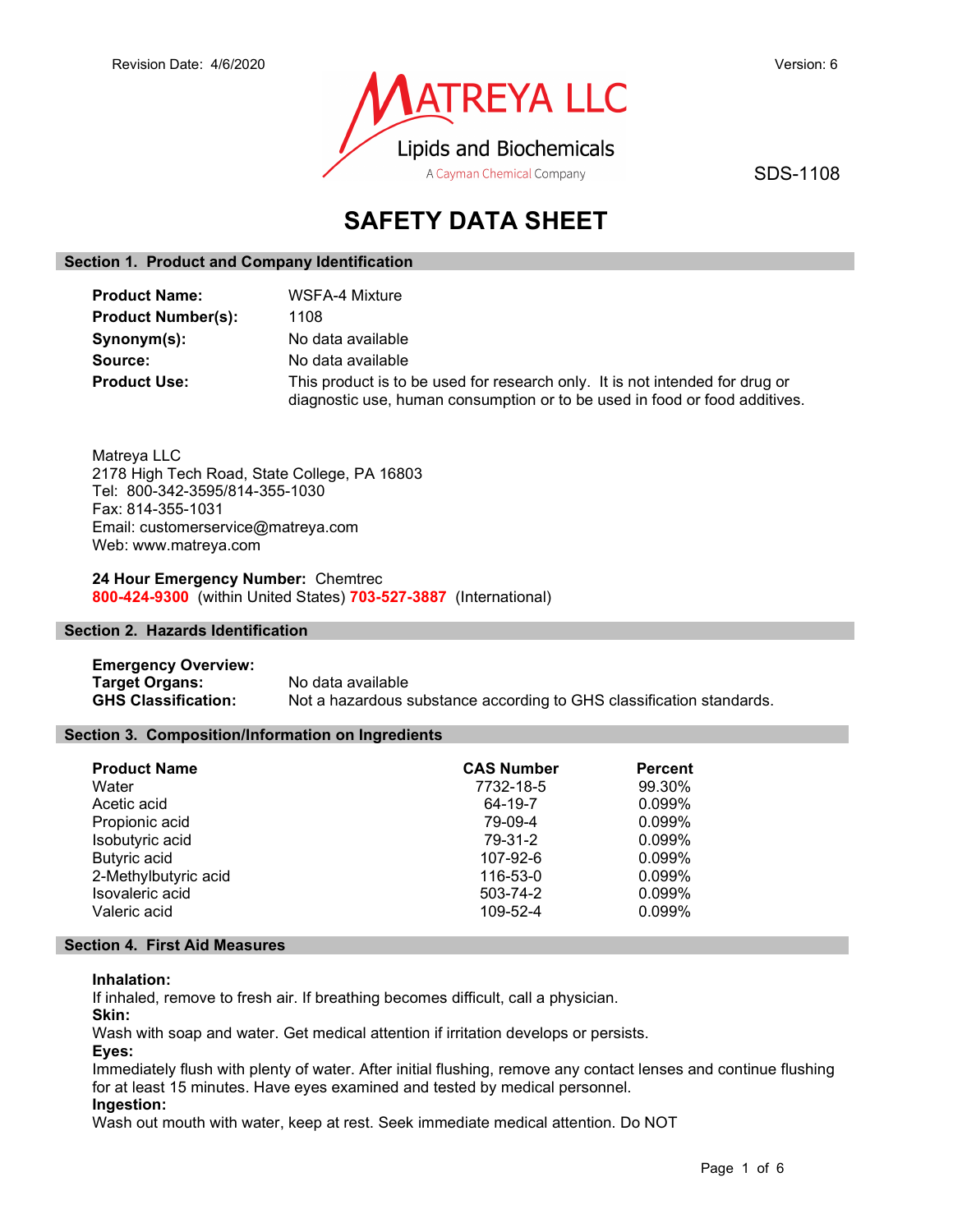Revision Date: 4/6/2020

Version: 6

MATREYA LLC
Lipids and Biochemicals
A Cayman Chemical Company

SDS-1108

# SAFETY DATA SHEET

## Section 1. Product and Company Identification

**Product Name:** WSFA-4 Mixture
**Product Number(s):** 1108
**Synonym(s):** No data available
**Source:** No data available
**Product Use:** This product is to be used for research only. It is not intended for drug or diagnostic use, human consumption or to be used in food or food additives.

Matreya LLC
2178 High Tech Road, State College, PA 16803
Tel: 800-342-3595/814-355-1030
Fax: 814-355-1031
Email: customerservice@matreya.com
Web: www.matreya.com

**24 Hour Emergency Number:** Chemtrec
**800-424-9300** (within United States) **703-527-3887** (International)

## Section 2. Hazards Identification

**Emergency Overview:**
**Target Organs:** No data available
**GHS Classification:** Not a hazardous substance according to GHS classification standards.

## Section 3. Composition/Information on Ingredients

| Product Name | CAS Number | Percent |
| --- | --- | --- |
| Water | 7732-18-5 | 99.30% |
| Acetic acid | 64-19-7 | 0.099% |
| Propionic acid | 79-09-4 | 0.099% |
| Isobutyric acid | 79-31-2 | 0.099% |
| Butyric acid | 107-92-6 | 0.099% |
| 2-Methylbutyric acid | 116-53-0 | 0.099% |
| Isovaleric acid | 503-74-2 | 0.099% |
| Valeric acid | 109-52-4 | 0.099% |

## Section 4. First Aid Measures

**Inhalation:**
If inhaled, remove to fresh air. If breathing becomes difficult, call a physician.
**Skin:**
Wash with soap and water. Get medical attention if irritation develops or persists.
**Eyes:**
Immediately flush with plenty of water. After initial flushing, remove any contact lenses and continue flushing for at least 15 minutes. Have eyes examined and tested by medical personnel.
**Ingestion:**
Wash out mouth with water, keep at rest. Seek immediate medical attention. Do NOT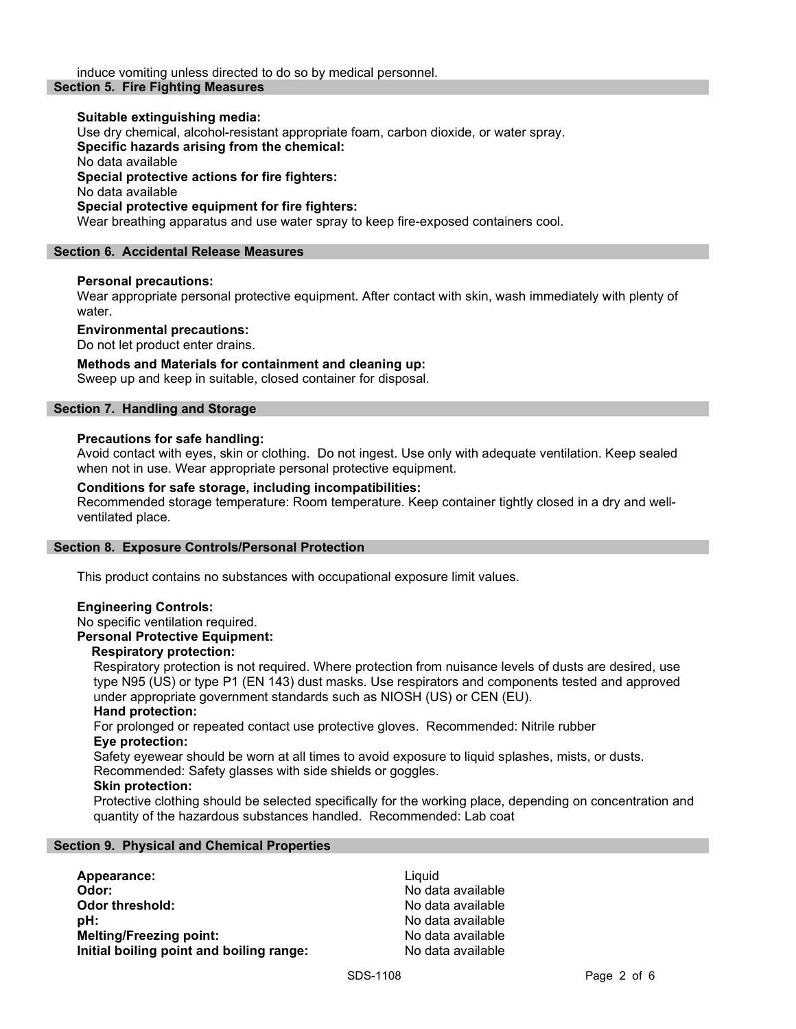induce vomiting unless directed to do so by medical personnel.

## Section 5. Fire Fighting Measures

**Suitable extinguishing media:**
Use dry chemical, alcohol-resistant appropriate foam, carbon dioxide, or water spray.

**Specific hazards arising from the chemical:**
No data available

**Special protective actions for fire fighters:**
No data available

**Special protective equipment for fire fighters:**
Wear breathing apparatus and use water spray to keep fire-exposed containers cool.

## Section 6. Accidental Release Measures

**Personal precautions:**
Wear appropriate personal protective equipment. After contact with skin, wash immediately with plenty of water.

**Environmental precautions:**
Do not let product enter drains.

**Methods and Materials for containment and cleaning up:**
Sweep up and keep in suitable, closed container for disposal.

## Section 7. Handling and Storage

**Precautions for safe handling:**
Avoid contact with eyes, skin or clothing. Do not ingest. Use only with adequate ventilation. Keep sealed when not in use. Wear appropriate personal protective equipment.

**Conditions for safe storage, including incompatibilities:**
Recommended storage temperature: Room temperature. Keep container tightly closed in a dry and well-ventilated place.

## Section 8. Exposure Controls/Personal Protection

This product contains no substances with occupational exposure limit values.

**Engineering Controls:**
No specific ventilation required.

**Personal Protective Equipment:**

**Respiratory protection:**
Respiratory protection is not required. Where protection from nuisance levels of dusts are desired, use type N95 (US) or type P1 (EN 143) dust masks. Use respirators and components tested and approved under appropriate government standards such as NIOSH (US) or CEN (EU).

**Hand protection:**
For prolonged or repeated contact use protective gloves. Recommended: Nitrile rubber

**Eye protection:**
Safety eyewear should be worn at all times to avoid exposure to liquid splashes, mists, or dusts. Recommended: Safety glasses with side shields or goggles.

**Skin protection:**
Protective clothing should be selected specifically for the working place, depending on concentration and quantity of the hazardous substances handled. Recommended: Lab coat

## Section 9. Physical and Chemical Properties

| | |
|---|---|
| **Appearance:** | Liquid |
| **Odor:** | No data available |
| **Odor threshold:** | No data available |
| **pH:** | No data available |
| **Melting/Freezing point:** | No data available |
| **Initial boiling point and boiling range:** | No data available |

SDS-1108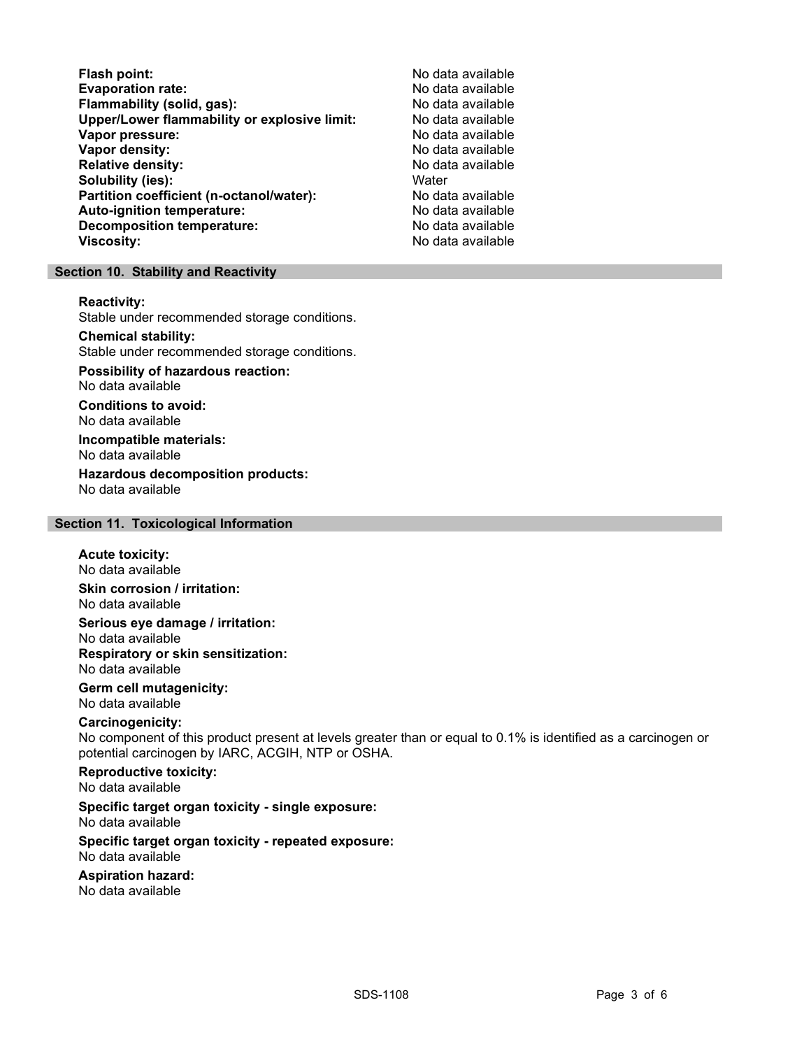| | |
|---|---|
| **Flash point:** | No data available |
| **Evaporation rate:** | No data available |
| **Flammability (solid, gas):** | No data available |
| **Upper/Lower flammability or explosive limit:** | No data available |
| **Vapor pressure:** | No data available |
| **Vapor density:** | No data available |
| **Relative density:** | No data available |
| **Solubility (ies):** | Water |
| **Partition coefficient (n-octanol/water):** | No data available |
| **Auto-ignition temperature:** | No data available |
| **Decomposition temperature:** | No data available |
| **Viscosity:** | No data available |

## Section 10. Stability and Reactivity

**Reactivity:**
Stable under recommended storage conditions.

**Chemical stability:**
Stable under recommended storage conditions.

**Possibility of hazardous reaction:**
No data available

**Conditions to avoid:**
No data available

**Incompatible materials:**
No data available

**Hazardous decomposition products:**
No data available

## Section 11. Toxicological Information

**Acute toxicity:**
No data available

**Skin corrosion / irritation:**
No data available

**Serious eye damage / irritation:**
No data available

**Respiratory or skin sensitization:**
No data available

**Germ cell mutagenicity:**
No data available

**Carcinogenicity:**
No component of this product present at levels greater than or equal to 0.1% is identified as a carcinogen or potential carcinogen by IARC, ACGIH, NTP or OSHA.

**Reproductive toxicity:**
No data available

**Specific target organ toxicity - single exposure:**
No data available

**Specific target organ toxicity - repeated exposure:**
No data available

**Aspiration hazard:**
No data available

SDS-1108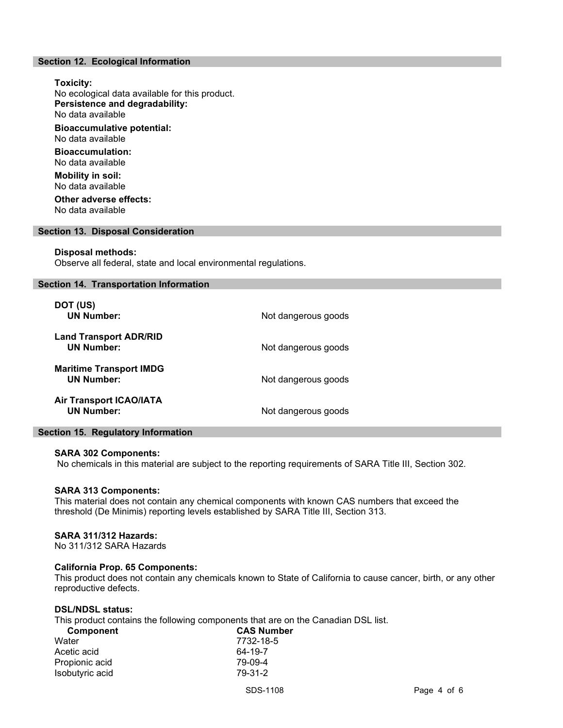## Section 12. Ecological Information

**Toxicity:**
No ecological data available for this product.

**Persistence and degradability:**
No data available

**Bioaccumulative potential:**
No data available

**Bioaccumulation:**
No data available

**Mobility in soil:**
No data available

**Other adverse effects:**
No data available

## Section 13. Disposal Consideration

**Disposal methods:**
Observe all federal, state and local environmental regulations.

## Section 14. Transportation Information

| | |
|---|---|
| **DOT (US)** | |
| **UN Number:** | Not dangerous goods |
| **Land Transport ADR/RID** | |
| **UN Number:** | Not dangerous goods |
| **Maritime Transport IMDG** | |
| **UN Number:** | Not dangerous goods |
| **Air Transport ICAO/IATA** | |
| **UN Number:** | Not dangerous goods |

## Section 15. Regulatory Information

**SARA 302 Components:**
No chemicals in this material are subject to the reporting requirements of SARA Title III, Section 302.

**SARA 313 Components:**
This material does not contain any chemical components with known CAS numbers that exceed the threshold (De Minimis) reporting levels established by SARA Title III, Section 313.

**SARA 311/312 Hazards:**
No 311/312 SARA Hazards

**California Prop. 65 Components:**
This product does not contain any chemicals known to State of California to cause cancer, birth, or any other reproductive defects.

**DSL/NDSL status:**
This product contains the following components that are on the Canadian DSL list.

| Component | CAS Number |
|---|---|
| Water | 7732-18-5 |
| Acetic acid | 64-19-7 |
| Propionic acid | 79-09-4 |
| Isobutyric acid | 79-31-2 |

SDS-1108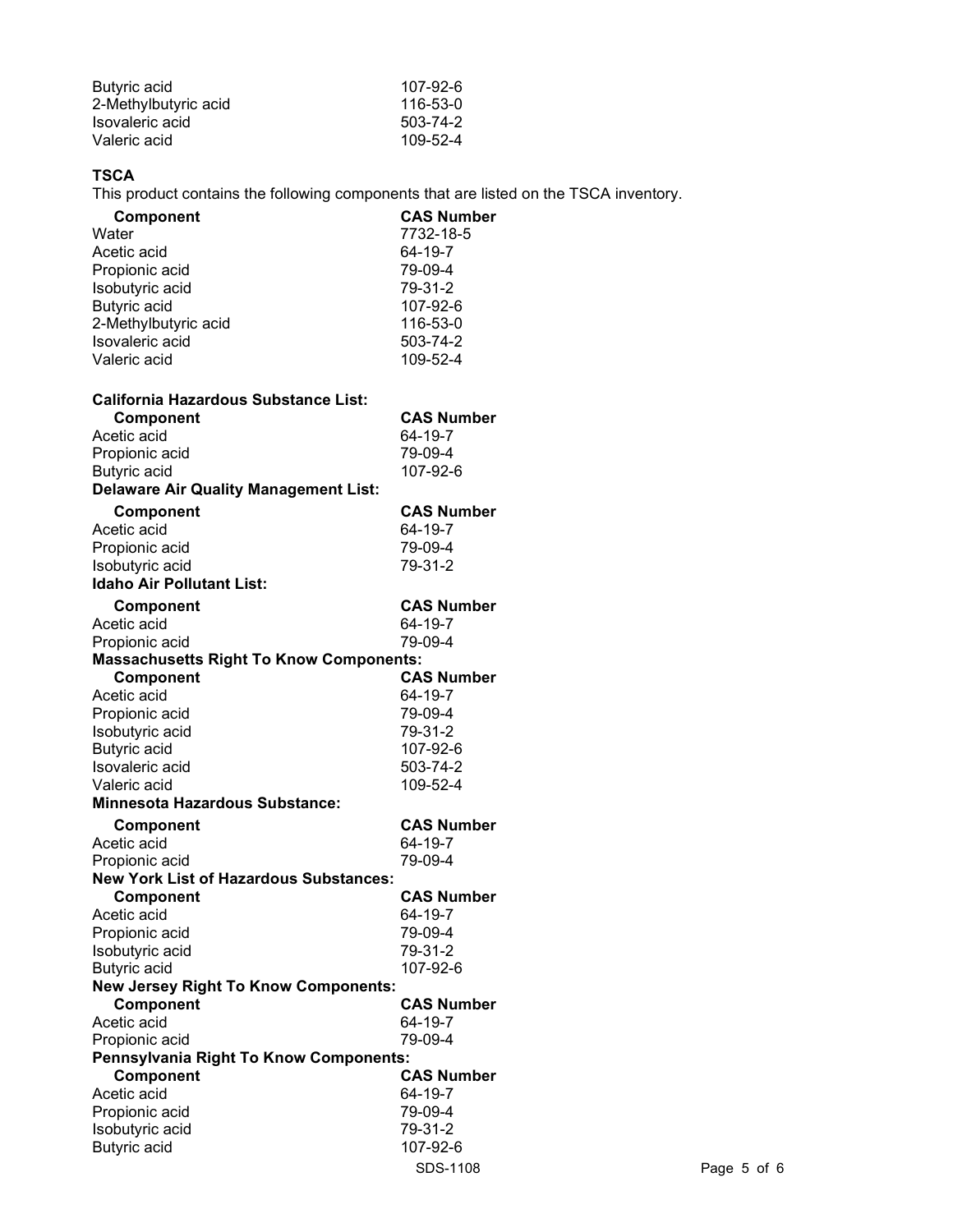| | |
|---|---|
| Butyric acid | 107-92-6 |
| 2-Methylbutyric acid | 116-53-0 |
| Isovaleric acid | 503-74-2 |
| Valeric acid | 109-52-4 |

**TSCA**

This product contains the following components that are listed on the TSCA inventory.

| Component | CAS Number |
|---|---|
| Water | 7732-18-5 |
| Acetic acid | 64-19-7 |
| Propionic acid | 79-09-4 |
| Isobutyric acid | 79-31-2 |
| Butyric acid | 107-92-6 |
| 2-Methylbutyric acid | 116-53-0 |
| Isovaleric acid | 503-74-2 |
| Valeric acid | 109-52-4 |

**California Hazardous Substance List:**

| Component | CAS Number |
|---|---|
| Acetic acid | 64-19-7 |
| Propionic acid | 79-09-4 |
| Butyric acid | 107-92-6 |

**Delaware Air Quality Management List:**

| Component | CAS Number |
|---|---|
| Acetic acid | 64-19-7 |
| Propionic acid | 79-09-4 |
| Isobutyric acid | 79-31-2 |

**Idaho Air Pollutant List:**

| Component | CAS Number |
|---|---|
| Acetic acid | 64-19-7 |
| Propionic acid | 79-09-4 |

**Massachusetts Right To Know Components:**

| Component | CAS Number |
|---|---|
| Acetic acid | 64-19-7 |
| Propionic acid | 79-09-4 |
| Isobutyric acid | 79-31-2 |
| Butyric acid | 107-92-6 |
| Isovaleric acid | 503-74-2 |
| Valeric acid | 109-52-4 |

**Minnesota Hazardous Substance:**

| Component | CAS Number |
|---|---|
| Acetic acid | 64-19-7 |
| Propionic acid | 79-09-4 |

**New York List of Hazardous Substances:**

| Component | CAS Number |
|---|---|
| Acetic acid | 64-19-7 |
| Propionic acid | 79-09-4 |
| Isobutyric acid | 79-31-2 |
| Butyric acid | 107-92-6 |

**New Jersey Right To Know Components:**

| Component | CAS Number |
|---|---|
| Acetic acid | 64-19-7 |
| Propionic acid | 79-09-4 |

**Pennsylvania Right To Know Components:**

| Component | CAS Number |
|---|---|
| Acetic acid | 64-19-7 |
| Propionic acid | 79-09-4 |
| Isobutyric acid | 79-31-2 |
| Butyric acid | 107-92-6 |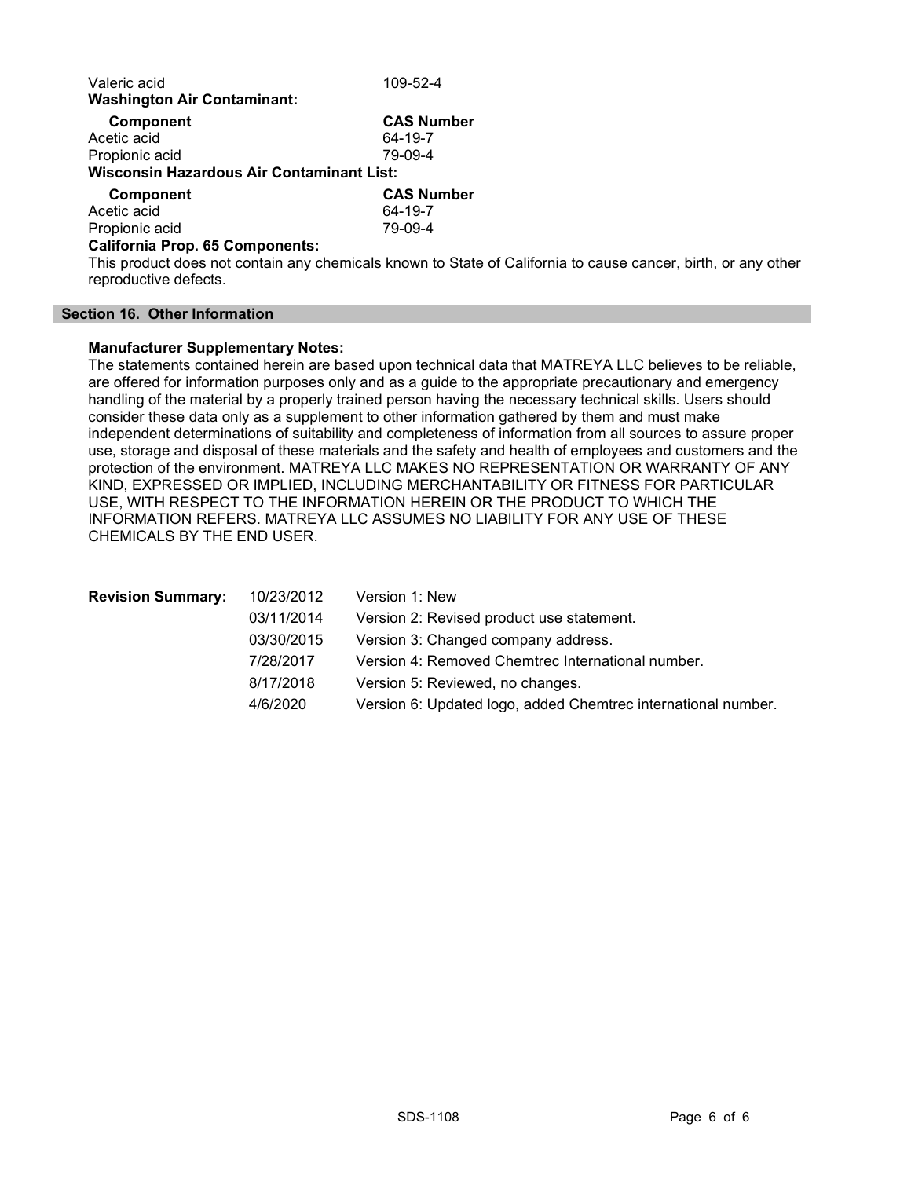| | |
|---|---|
| Valeric acid | 109-52-4 |

**Washington Air Contaminant:**

| Component | CAS Number |
|---|---|
| Acetic acid | 64-19-7 |
| Propionic acid | 79-09-4 |

**Wisconsin Hazardous Air Contaminant List:**

| Component | CAS Number |
|---|---|
| Acetic acid | 64-19-7 |
| Propionic acid | 79-09-4 |

**California Prop. 65 Components:**

This product does not contain any chemicals known to State of California to cause cancer, birth, or any other reproductive defects.

## Section 16. Other Information

**Manufacturer Supplementary Notes:**

The statements contained herein are based upon technical data that MATREYA LLC believes to be reliable, are offered for information purposes only and as a guide to the appropriate precautionary and emergency handling of the material by a properly trained person having the necessary technical skills. Users should consider these data only as a supplement to other information gathered by them and must make independent determinations of suitability and completeness of information from all sources to assure proper use, storage and disposal of these materials and the safety and health of employees and customers and the protection of the environment. MATREYA LLC MAKES NO REPRESENTATION OR WARRANTY OF ANY KIND, EXPRESSED OR IMPLIED, INCLUDING MERCHANTABILITY OR FITNESS FOR PARTICULAR USE, WITH RESPECT TO THE INFORMATION HEREIN OR THE PRODUCT TO WHICH THE INFORMATION REFERS. MATREYA LLC ASSUMES NO LIABILITY FOR ANY USE OF THESE CHEMICALS BY THE END USER.

| | | |
|---|---|---|
| **Revision Summary:** | 10/23/2012 | Version 1: New |
| | 03/11/2014 | Version 2: Revised product use statement. |
| | 03/30/2015 | Version 3: Changed company address. |
| | 7/28/2017 | Version 4: Removed Chemtrec International number. |
| | 8/17/2018 | Version 5: Reviewed, no changes. |
| | 4/6/2020 | Version 6: Updated logo, added Chemtrec international number. |

SDS-1108